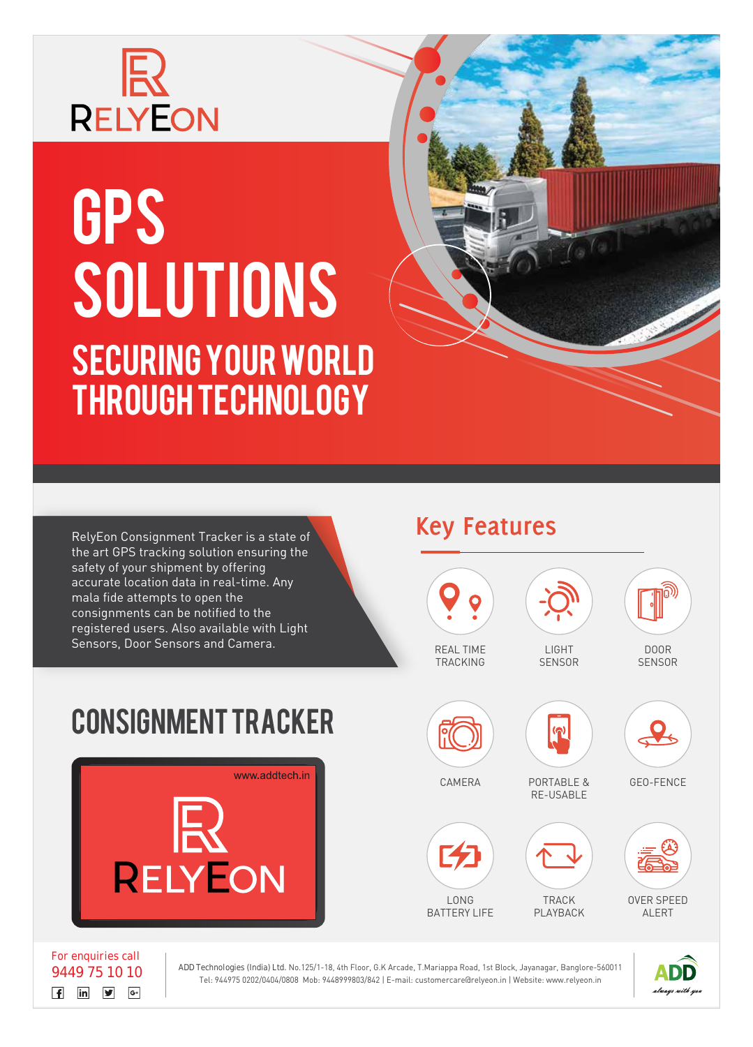# RELYEON

# GPS SOLUTIONS

## SECURING YOUR WORLD THROUGH TECHNOLOGY

RelyEon Consignment Tracker is a state of the art GPS tracking solution ensuring the safety of your shipment by offering accurate location data in real-time. Any mala fide attempts to open the consignments can be notified to the registered users. Also available with Light Sensors, Door Sensors and Camera.

## Key Features

- REAL TIME TRACKING
- LIGHT SENSOR
- DOOR SENSOR
- CAMERA
- PORTABLE & RE-USABLE
- GEO-FENCE
- LONG BATTERY LIFE
- TRACK PLAYBACK
- OVER SPEED ALERT

## CONSIGNMENT TRACKER

www.addtech.in

RELYEON

For enquiries call
9449 75 10 10

ADD Technologies (India) Ltd. No.125/1-18, 4th Floor, G.K Arcade, T.Mariappa Road, 1st Block, Jayanagar, Banglore-560011
Tel: 944975 0202/0404/0808 Mob: 9448999803/842 | E-mail: customercare@relyeon.in | Website: www.relyeon.in

ADD *always with you*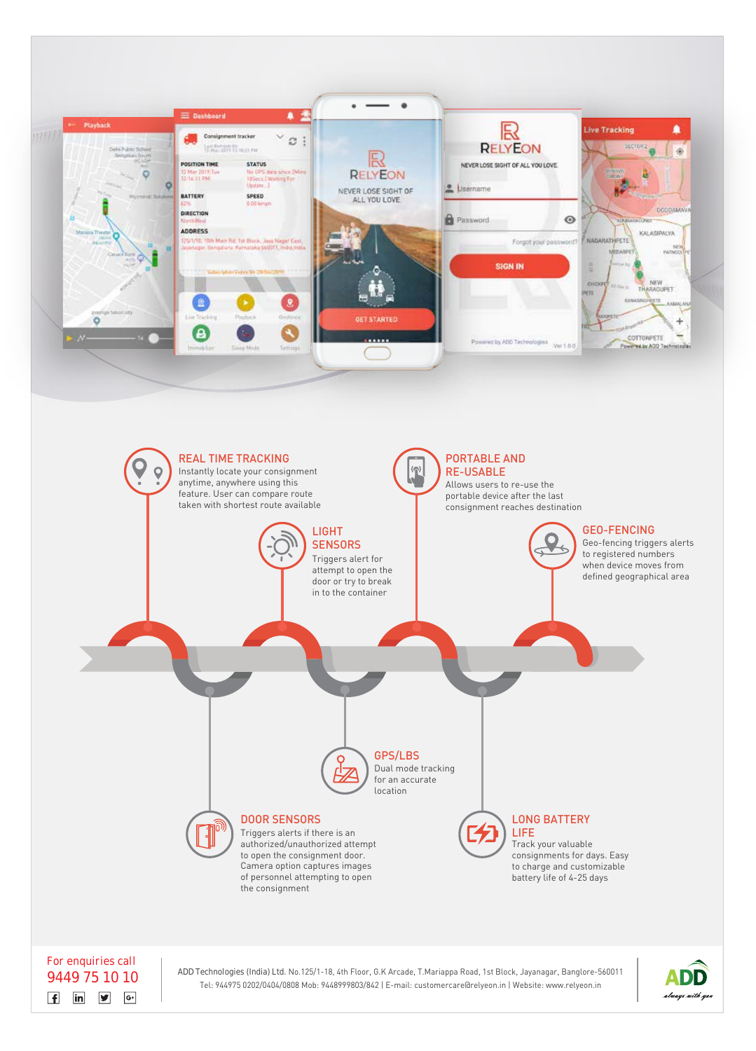## REAL TIME TRACKING

Instantly locate your consignment anytime, anywhere using this feature. User can compare route taken with shortest route available

## PORTABLE AND RE-USABLE

Allows users to re-use the portable device after the last consignment reaches destination

## LIGHT SENSORS

Triggers alert for attempt to open the door or try to break in to the container

## GEO-FENCING

Geo-fencing triggers alerts to registered numbers when device moves from defined geographical area

## GPS/LBS

Dual mode tracking for an accurate location

## DOOR SENSORS

Triggers alerts if there is an authorized/unauthorized attempt to open the consignment door. Camera option captures images of personnel attempting to open the consignment

## LONG BATTERY LIFE

Track your valuable consignments for days. Easy to charge and customizable battery life of 4-25 days

For enquiries call
9449 75 10 10

ADD Technologies (India) Ltd. No.125/1-18, 4th Floor, G.K Arcade, T.Mariappa Road, 1st Block, Jayanagar, Banglore-560011
Tel: 944975 0202/0404/0808 Mob: 9448999803/842 | E-mail: customercare@relyeon.in | Website: www.relyeon.in

ADD
always with you